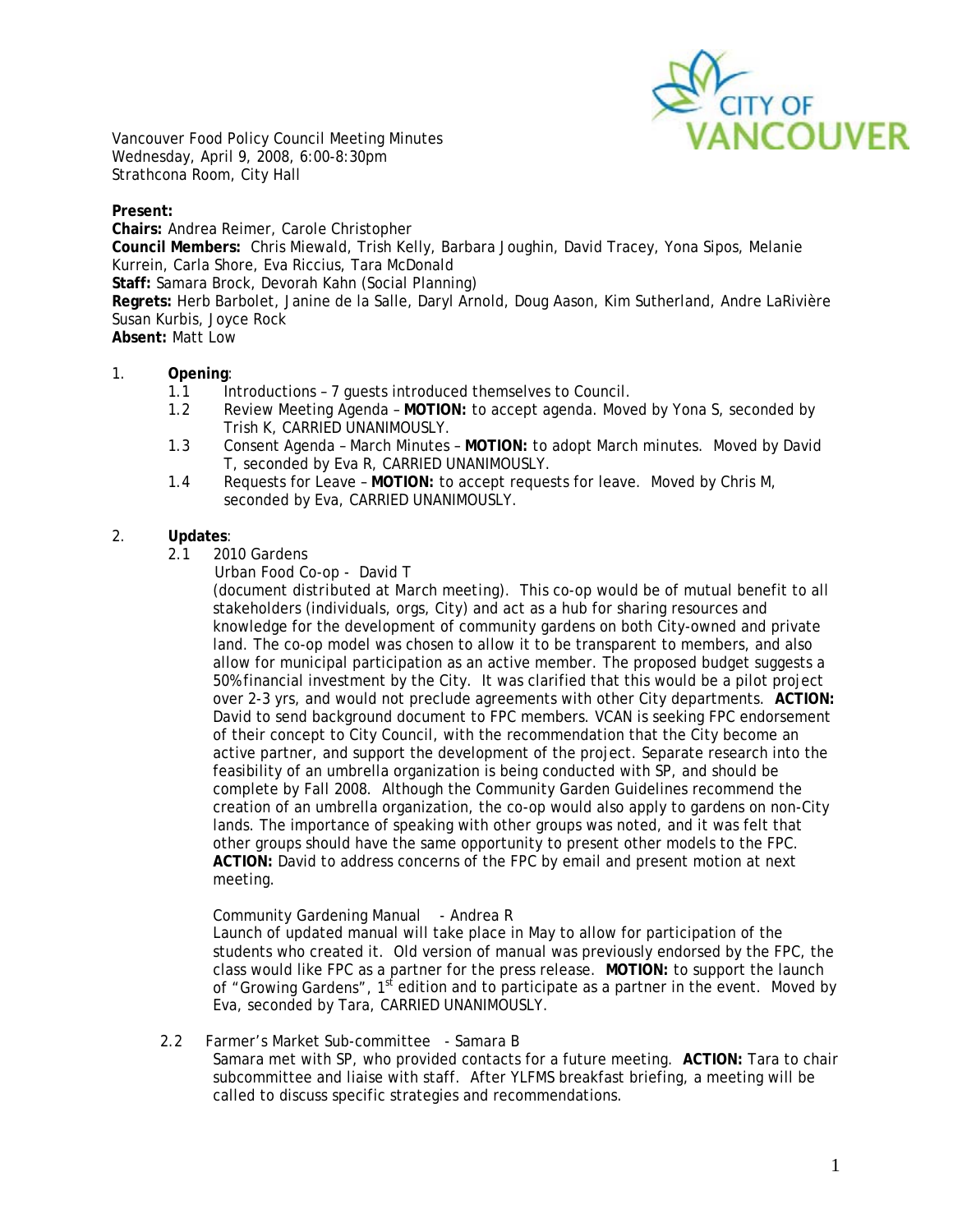Vancouver Food Policy Council Meeting Minutes
Wednesday, April 9, 2008, 6:00-8:30pm
Strathcona Room, City Hall

**Present:**
**Chairs:** Andrea Reimer, Carole Christopher
**Council Members:** Chris Miewald, Trish Kelly, Barbara Joughin, David Tracey, Yona Sipos, Melanie Kurrein, Carla Shore, Eva Riccius, Tara McDonald
**Staff:** Samara Brock, Devorah Kahn (Social Planning)
**Regrets:** Herb Barbolet, Janine de la Salle, Daryl Arnold, Doug Aason, Kim Sutherland, Andre LaRivière Susan Kurbis, Joyce Rock
**Absent:** Matt Low

1. **Opening**:
   1.1 Introductions – 7 guests introduced themselves to Council.
   1.2 Review Meeting Agenda – **MOTION:** to accept agenda. Moved by Yona S, seconded by Trish K, CARRIED UNANIMOUSLY.
   1.3 Consent Agenda – March Minutes – **MOTION:** to adopt March minutes. Moved by David T, seconded by Eva R, CARRIED UNANIMOUSLY.
   1.4 Requests for Leave – **MOTION:** to accept requests for leave. Moved by Chris M, seconded by Eva, CARRIED UNANIMOUSLY.

2. **Updates**:
   2.1 2010 Gardens

   Urban Food Co-op - David T

   (document distributed at March meeting). This co-op would be of mutual benefit to all stakeholders (individuals, orgs, City) and act as a hub for sharing resources and knowledge for the development of community gardens on both City-owned and private land. The co-op model was chosen to allow it to be transparent to members, and also allow for municipal participation as an active member. The proposed budget suggests a 50% financial investment by the City. It was clarified that this would be a pilot project over 2-3 yrs, and would not preclude agreements with other City departments. **ACTION:** David to send background document to FPC members. VCAN is seeking FPC endorsement of their concept to City Council, with the recommendation that the City become an active partner, and support the development of the project. Separate research into the feasibility of an umbrella organization is being conducted with SP, and should be complete by Fall 2008. Although the Community Garden Guidelines recommend the creation of an umbrella organization, the co-op would also apply to gardens on non-City lands. The importance of speaking with other groups was noted, and it was felt that other groups should have the same opportunity to present other models to the FPC. **ACTION:** David to address concerns of the FPC by email and present motion at next meeting.

   Community Gardening Manual - Andrea R

   Launch of updated manual will take place in May to allow for participation of the students who created it. Old version of manual was previously endorsed by the FPC, the class would like FPC as a partner for the press release. **MOTION:** to support the launch of "Growing Gardens", 1st edition and to participate as a partner in the event. Moved by Eva, seconded by Tara, CARRIED UNANIMOUSLY.

   2.2 Farmer's Market Sub-committee - Samara B

   Samara met with SP, who provided contacts for a future meeting. **ACTION:** Tara to chair subcommittee and liaise with staff. After YLFMS breakfast briefing, a meeting will be called to discuss specific strategies and recommendations.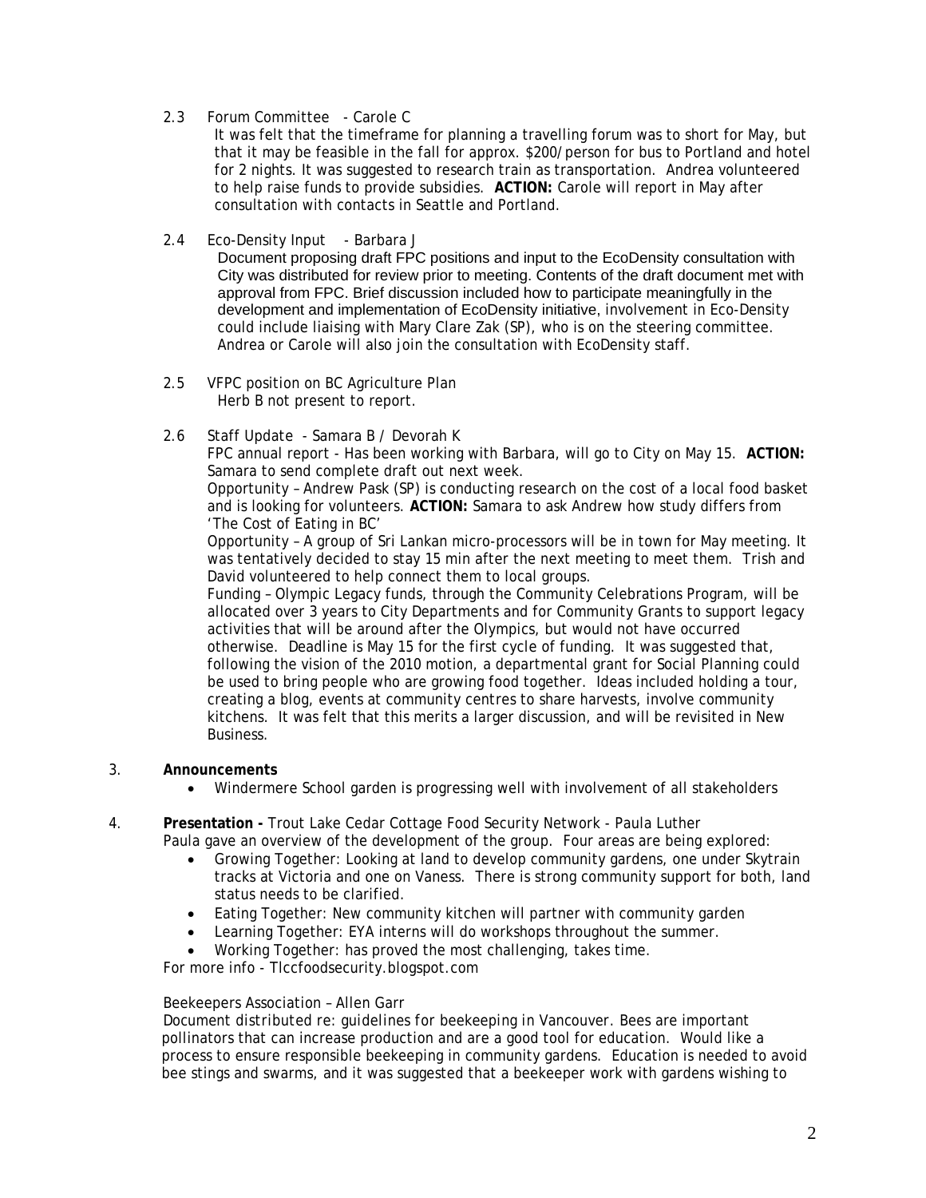2.3 Forum Committee - Carole C

It was felt that the timeframe for planning a travelling forum was to short for May, but that it may be feasible in the fall for approx. $200/person for bus to Portland and hotel for 2 nights. It was suggested to research train as transportation. Andrea volunteered to help raise funds to provide subsidies. **ACTION:** Carole will report in May after consultation with contacts in Seattle and Portland.

2.4 Eco-Density Input - Barbara J

Document proposing draft FPC positions and input to the EcoDensity consultation with City was distributed for review prior to meeting. Contents of the draft document met with approval from FPC. Brief discussion included how to participate meaningfully in the development and implementation of EcoDensity initiative, involvement in Eco-Density could include liaising with Mary Clare Zak (SP), who is on the steering committee. Andrea or Carole will also join the consultation with EcoDensity staff.

2.5 VFPC position on BC Agriculture Plan

Herb B not present to report.

2.6 Staff Update - Samara B / Devorah K

FPC annual report - Has been working with Barbara, will go to City on May 15. **ACTION:** Samara to send complete draft out next week.

Opportunity – Andrew Pask (SP) is conducting research on the cost of a local food basket and is looking for volunteers. **ACTION:** Samara to ask Andrew how study differs from 'The Cost of Eating in BC'

Opportunity – A group of Sri Lankan micro-processors will be in town for May meeting. It was tentatively decided to stay 15 min after the next meeting to meet them. Trish and David volunteered to help connect them to local groups.

Funding – Olympic Legacy funds, through the Community Celebrations Program, will be allocated over 3 years to City Departments and for Community Grants to support legacy activities that will be around after the Olympics, but would not have occurred otherwise. Deadline is May 15 for the first cycle of funding. It was suggested that, following the vision of the 2010 motion, a departmental grant for Social Planning could be used to bring people who are growing food together. Ideas included holding a tour, creating a blog, events at community centres to share harvests, involve community kitchens. It was felt that this merits a larger discussion, and will be revisited in New Business.

3. **Announcements**

- Windermere School garden is progressing well with involvement of all stakeholders

4. **Presentation -** Trout Lake Cedar Cottage Food Security Network - Paula Luther

Paula gave an overview of the development of the group. Four areas are being explored:

- Growing Together: Looking at land to develop community gardens, one under Skytrain tracks at Victoria and one on Vaness. There is strong community support for both, land status needs to be clarified.
- Eating Together: New community kitchen will partner with community garden
- Learning Together: EYA interns will do workshops throughout the summer.
- Working Together: has proved the most challenging, takes time.

For more info - Tlccfoodsecurity.blogspot.com

Beekeepers Association – Allen Garr

Document distributed re: guidelines for beekeeping in Vancouver. Bees are important pollinators that can increase production and are a good tool for education. Would like a process to ensure responsible beekeeping in community gardens. Education is needed to avoid bee stings and swarms, and it was suggested that a beekeeper work with gardens wishing to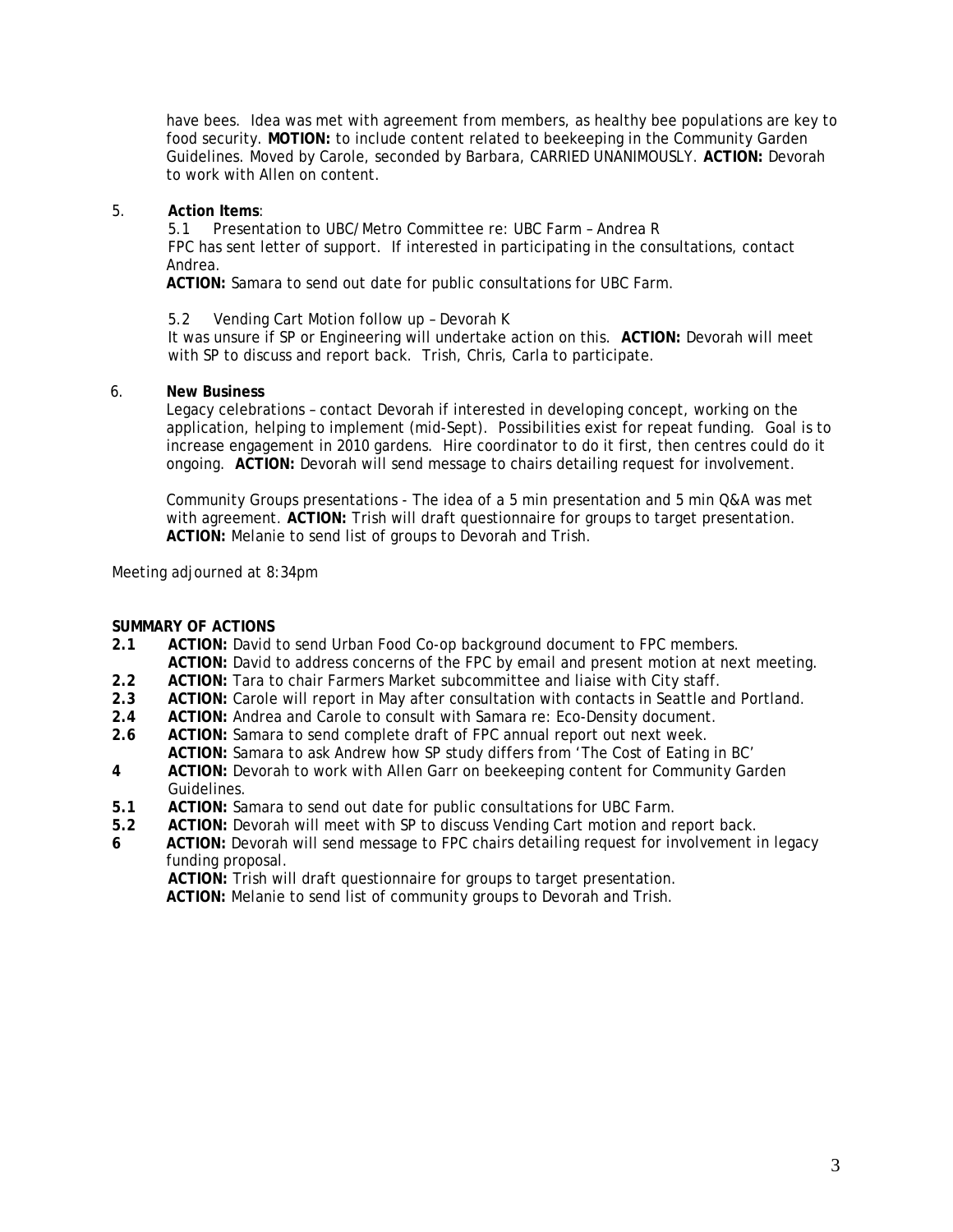have bees. Idea was met with agreement from members, as healthy bee populations are key to food security. **MOTION:** to include content related to beekeeping in the Community Garden Guidelines. Moved by Carole, seconded by Barbara, CARRIED UNANIMOUSLY. **ACTION:** Devorah to work with Allen on content.

5. **Action Items**:

5.1 Presentation to UBC/Metro Committee re: UBC Farm – Andrea R

FPC has sent letter of support. If interested in participating in the consultations, contact Andrea.

**ACTION:** Samara to send out date for public consultations for UBC Farm.

5.2 Vending Cart Motion follow up – Devorah K

It was unsure if SP or Engineering will undertake action on this. **ACTION:** Devorah will meet with SP to discuss and report back. Trish, Chris, Carla to participate.

6. **New Business**

Legacy celebrations – contact Devorah if interested in developing concept, working on the application, helping to implement (mid-Sept). Possibilities exist for repeat funding. Goal is to increase engagement in 2010 gardens. Hire coordinator to do it first, then centres could do it ongoing. **ACTION:** Devorah will send message to chairs detailing request for involvement.

Community Groups presentations - The idea of a 5 min presentation and 5 min Q&A was met with agreement. **ACTION:** Trish will draft questionnaire for groups to target presentation. **ACTION:** Melanie to send list of groups to Devorah and Trish.

Meeting adjourned at 8:34pm

**SUMMARY OF ACTIONS**

- **2.1** **ACTION:** David to send Urban Food Co-op background document to FPC members.
  **ACTION:** David to address concerns of the FPC by email and present motion at next meeting.
- **2.2** **ACTION:** Tara to chair Farmers Market subcommittee and liaise with City staff.
- **2.3** **ACTION:** Carole will report in May after consultation with contacts in Seattle and Portland.
- **2.4** **ACTION:** Andrea and Carole to consult with Samara re: Eco-Density document.
- **2.6** **ACTION:** Samara to send complete draft of FPC annual report out next week.
  **ACTION:** Samara to ask Andrew how SP study differs from 'The Cost of Eating in BC'
- **4** **ACTION:** Devorah to work with Allen Garr on beekeeping content for Community Garden Guidelines.
- **5.1** **ACTION:** Samara to send out date for public consultations for UBC Farm.
- **5.2** **ACTION:** Devorah will meet with SP to discuss Vending Cart motion and report back.
- **6** **ACTION:** Devorah will send message to FPC chairs detailing request for involvement in legacy funding proposal.
  **ACTION:** Trish will draft questionnaire for groups to target presentation.
  **ACTION:** Melanie to send list of community groups to Devorah and Trish.